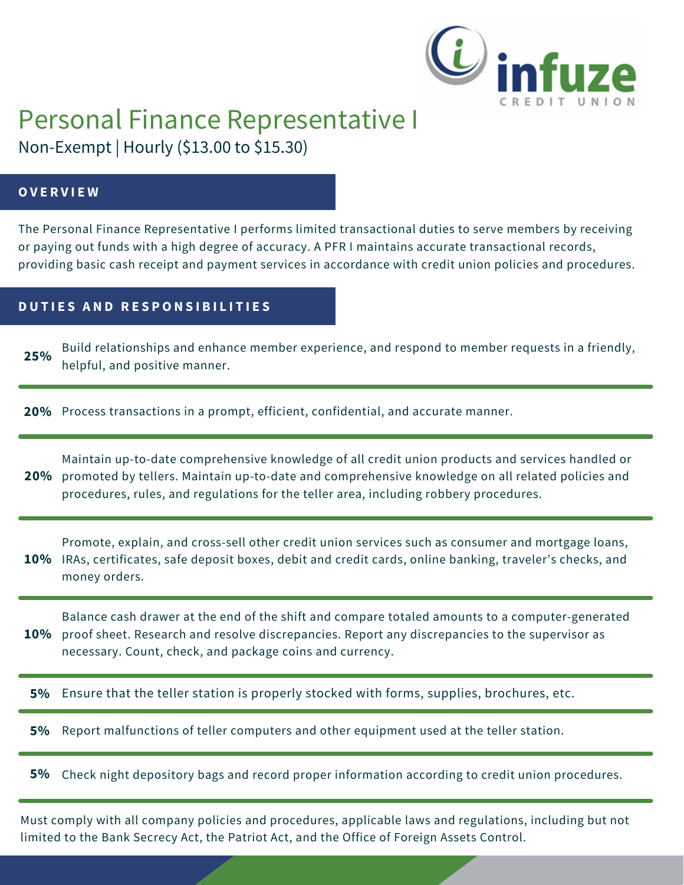# Personal Finance Representative I

Non-Exempt | Hourly ($13.00 to $15.30)

## OVERVIEW

The Personal Finance Representative I performs limited transactional duties to serve members by receiving or paying out funds with a high degree of accuracy. A PFR I maintains accurate transactional records, providing basic cash receipt and payment services in accordance with credit union policies and procedures.

## DUTIES AND RESPONSIBILITIES

| | |
|---|---|
| **25%** | Build relationships and enhance member experience, and respond to member requests in a friendly, helpful, and positive manner. |
| **20%** | Process transactions in a prompt, efficient, confidential, and accurate manner. |
| **20%** | Maintain up-to-date comprehensive knowledge of all credit union products and services handled or promoted by tellers. Maintain up-to-date and comprehensive knowledge on all related policies and procedures, rules, and regulations for the teller area, including robbery procedures. |
| **10%** | Promote, explain, and cross-sell other credit union services such as consumer and mortgage loans, IRAs, certificates, safe deposit boxes, debit and credit cards, online banking, traveler's checks, and money orders. |
| **10%** | Balance cash drawer at the end of the shift and compare totaled amounts to a computer-generated proof sheet. Research and resolve discrepancies. Report any discrepancies to the supervisor as necessary. Count, check, and package coins and currency. |
| **5%** | Ensure that the teller station is properly stocked with forms, supplies, brochures, etc. |
| **5%** | Report malfunctions of teller computers and other equipment used at the teller station. |
| **5%** | Check night depository bags and record proper information according to credit union procedures. |

Must comply with all company policies and procedures, applicable laws and regulations, including but not limited to the Bank Secrecy Act, the Patriot Act, and the Office of Foreign Assets Control.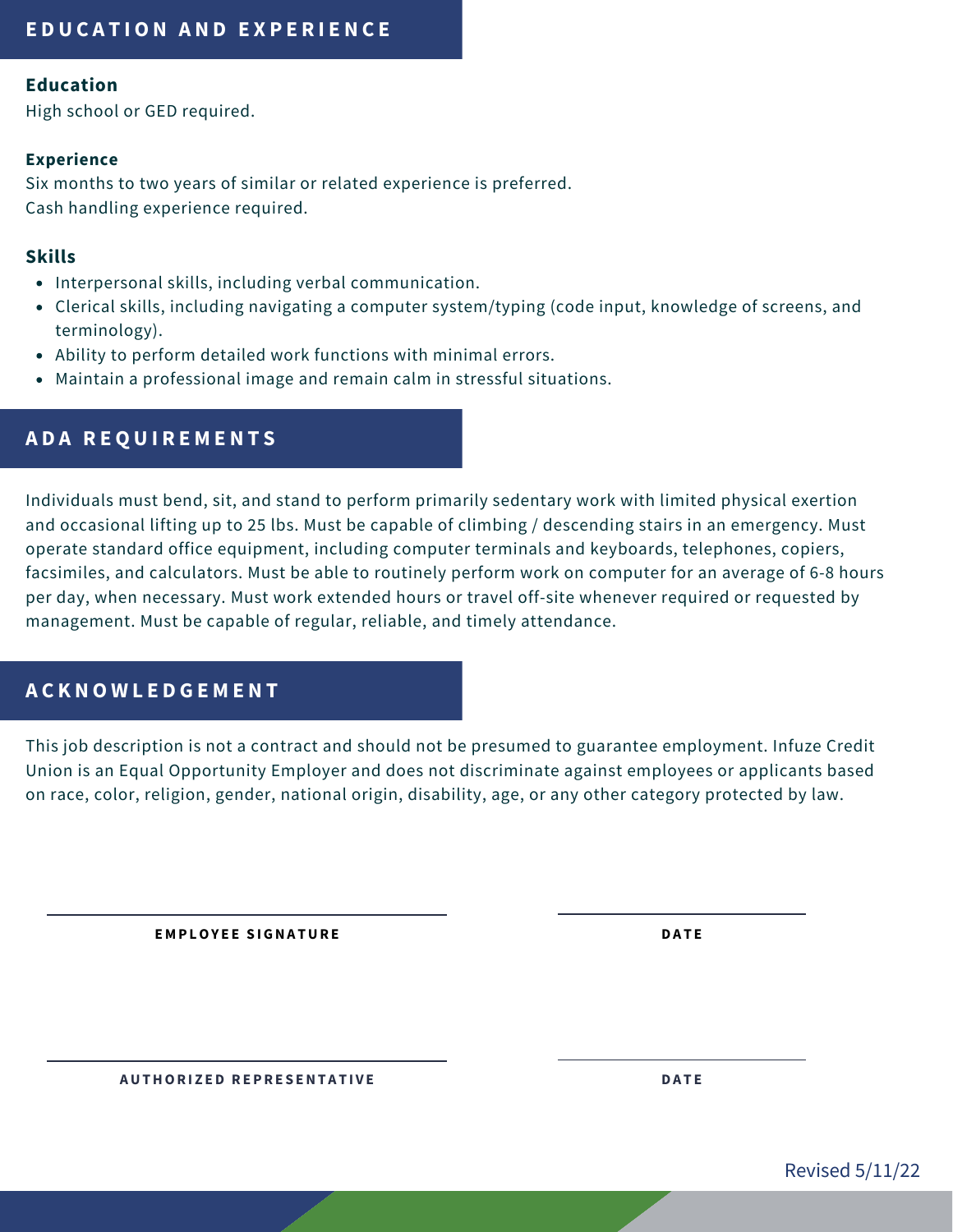## EDUCATION AND EXPERIENCE

**Education**

High school or GED required.

**Experience**

Six months to two years of similar or related experience is preferred.
Cash handling experience required.

**Skills**

- Interpersonal skills, including verbal communication.
- Clerical skills, including navigating a computer system/typing (code input, knowledge of screens, and terminology).
- Ability to perform detailed work functions with minimal errors.
- Maintain a professional image and remain calm in stressful situations.

## ADA REQUIREMENTS

Individuals must bend, sit, and stand to perform primarily sedentary work with limited physical exertion and occasional lifting up to 25 lbs. Must be capable of climbing / descending stairs in an emergency. Must operate standard office equipment, including computer terminals and keyboards, telephones, copiers, facsimiles, and calculators. Must be able to routinely perform work on computer for an average of 6-8 hours per day, when necessary. Must work extended hours or travel off-site whenever required or requested by management. Must be capable of regular, reliable, and timely attendance.

## ACKNOWLEDGEMENT

This job description is not a contract and should not be presumed to guarantee employment. Infuze Credit Union is an Equal Opportunity Employer and does not discriminate against employees or applicants based on race, color, religion, gender, national origin, disability, age, or any other category protected by law.

\_\_\_\_\_\_\_\_\_\_\_\_\_\_\_\_\_\_\_\_\_\_\_\_\_\_\_\_\_\_ \_\_\_\_\_\_\_\_\_\_\_\_\_\_\_\_

**EMPLOYEE SIGNATURE** **DATE**

\_\_\_\_\_\_\_\_\_\_\_\_\_\_\_\_\_\_\_\_\_\_\_\_\_\_\_\_\_\_ \_\_\_\_\_\_\_\_\_\_\_\_\_\_\_\_

**AUTHORIZED REPRESENTATIVE** **DATE**

Revised 5/11/22